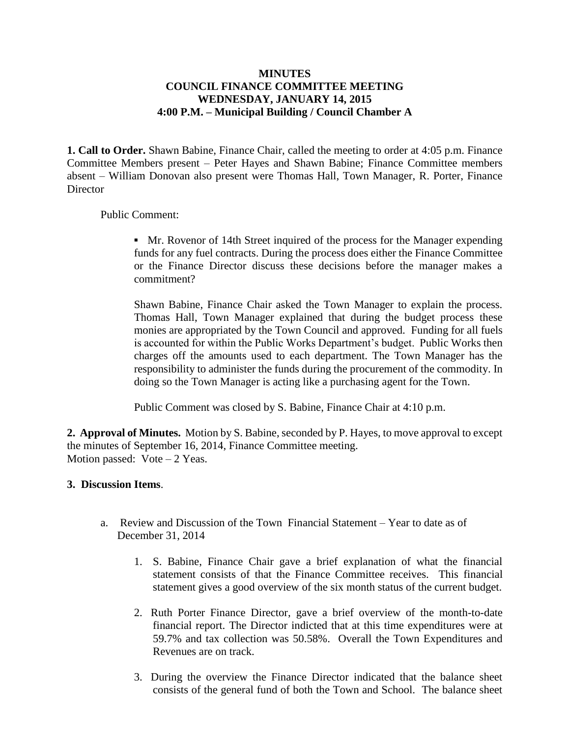**MINUTES**
**COUNCIL FINANCE COMMITTEE MEETING**
**WEDNESDAY, JANUARY 14, 2015**
**4:00 P.M. – Municipal Building / Council Chamber A**

**1. Call to Order.** Shawn Babine, Finance Chair, called the meeting to order at 4:05 p.m. Finance Committee Members present – Peter Hayes and Shawn Babine; Finance Committee members absent – William Donovan also present were Thomas Hall, Town Manager, R. Porter, Finance Director

Public Comment:

- Mr. Rovenor of 14th Street inquired of the process for the Manager expending funds for any fuel contracts. During the process does either the Finance Committee or the Finance Director discuss these decisions before the manager makes a commitment?

Shawn Babine, Finance Chair asked the Town Manager to explain the process. Thomas Hall, Town Manager explained that during the budget process these monies are appropriated by the Town Council and approved. Funding for all fuels is accounted for within the Public Works Department's budget. Public Works then charges off the amounts used to each department. The Town Manager has the responsibility to administer the funds during the procurement of the commodity. In doing so the Town Manager is acting like a purchasing agent for the Town.

Public Comment was closed by S. Babine, Finance Chair at 4:10 p.m.

**2. Approval of Minutes.** Motion by S. Babine, seconded by P. Hayes, to move approval to except the minutes of September 16, 2014, Finance Committee meeting.
Motion passed: Vote – 2 Yeas.

**3. Discussion Items**.

a. Review and Discussion of the Town Financial Statement – Year to date as of December 31, 2014

1. S. Babine, Finance Chair gave a brief explanation of what the financial statement consists of that the Finance Committee receives. This financial statement gives a good overview of the six month status of the current budget.

2. Ruth Porter Finance Director, gave a brief overview of the month-to-date financial report. The Director indicted that at this time expenditures were at 59.7% and tax collection was 50.58%. Overall the Town Expenditures and Revenues are on track.

3. During the overview the Finance Director indicated that the balance sheet consists of the general fund of both the Town and School. The balance sheet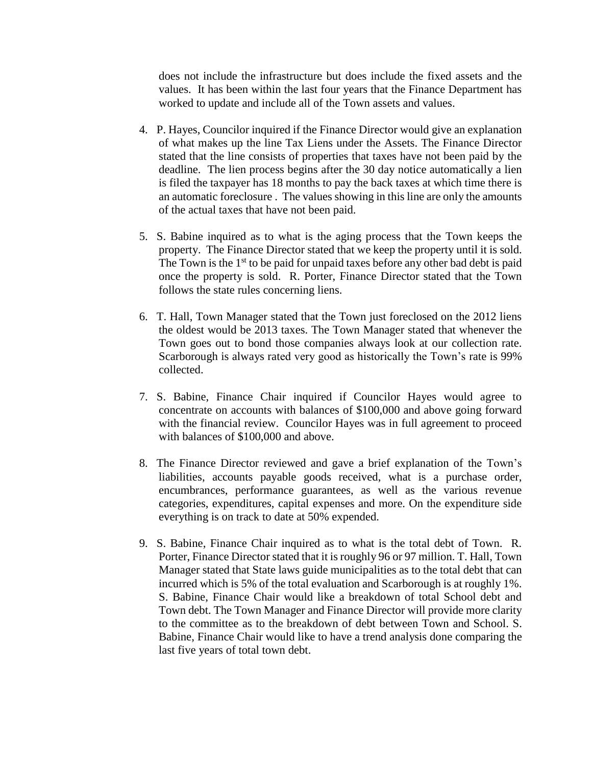does not include the infrastructure but does include the fixed assets and the values. It has been within the last four years that the Finance Department has worked to update and include all of the Town assets and values.

4. P. Hayes, Councilor inquired if the Finance Director would give an explanation of what makes up the line Tax Liens under the Assets. The Finance Director stated that the line consists of properties that taxes have not been paid by the deadline. The lien process begins after the 30 day notice automatically a lien is filed the taxpayer has 18 months to pay the back taxes at which time there is an automatic foreclosure . The values showing in this line are only the amounts of the actual taxes that have not been paid.

5. S. Babine inquired as to what is the aging process that the Town keeps the property. The Finance Director stated that we keep the property until it is sold. The Town is the 1st to be paid for unpaid taxes before any other bad debt is paid once the property is sold. R. Porter, Finance Director stated that the Town follows the state rules concerning liens.

6. T. Hall, Town Manager stated that the Town just foreclosed on the 2012 liens the oldest would be 2013 taxes. The Town Manager stated that whenever the Town goes out to bond those companies always look at our collection rate. Scarborough is always rated very good as historically the Town's rate is 99% collected.

7. S. Babine, Finance Chair inquired if Councilor Hayes would agree to concentrate on accounts with balances of $100,000 and above going forward with the financial review. Councilor Hayes was in full agreement to proceed with balances of $100,000 and above.

8. The Finance Director reviewed and gave a brief explanation of the Town's liabilities, accounts payable goods received, what is a purchase order, encumbrances, performance guarantees, as well as the various revenue categories, expenditures, capital expenses and more. On the expenditure side everything is on track to date at 50% expended.

9. S. Babine, Finance Chair inquired as to what is the total debt of Town. R. Porter, Finance Director stated that it is roughly 96 or 97 million. T. Hall, Town Manager stated that State laws guide municipalities as to the total debt that can incurred which is 5% of the total evaluation and Scarborough is at roughly 1%. S. Babine, Finance Chair would like a breakdown of total School debt and Town debt. The Town Manager and Finance Director will provide more clarity to the committee as to the breakdown of debt between Town and School. S. Babine, Finance Chair would like to have a trend analysis done comparing the last five years of total town debt.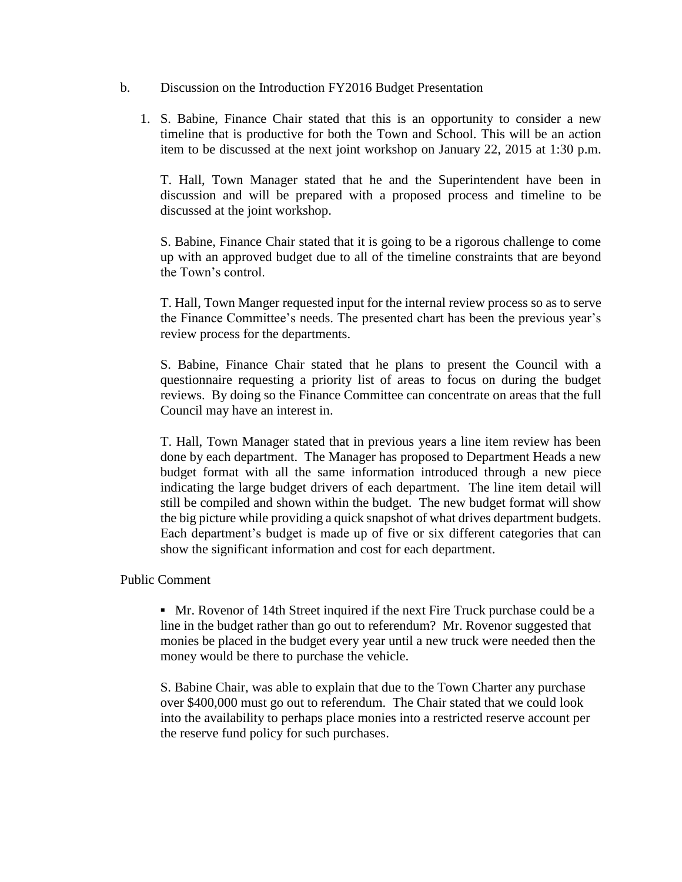b. Discussion on the Introduction FY2016 Budget Presentation

1. S. Babine, Finance Chair stated that this is an opportunity to consider a new timeline that is productive for both the Town and School. This will be an action item to be discussed at the next joint workshop on January 22, 2015 at 1:30 p.m.

   T. Hall, Town Manager stated that he and the Superintendent have been in discussion and will be prepared with a proposed process and timeline to be discussed at the joint workshop.

   S. Babine, Finance Chair stated that it is going to be a rigorous challenge to come up with an approved budget due to all of the timeline constraints that are beyond the Town's control.

   T. Hall, Town Manger requested input for the internal review process so as to serve the Finance Committee's needs. The presented chart has been the previous year's review process for the departments.

   S. Babine, Finance Chair stated that he plans to present the Council with a questionnaire requesting a priority list of areas to focus on during the budget reviews. By doing so the Finance Committee can concentrate on areas that the full Council may have an interest in.

   T. Hall, Town Manager stated that in previous years a line item review has been done by each department. The Manager has proposed to Department Heads a new budget format with all the same information introduced through a new piece indicating the large budget drivers of each department. The line item detail will still be compiled and shown within the budget. The new budget format will show the big picture while providing a quick snapshot of what drives department budgets. Each department's budget is made up of five or six different categories that can show the significant information and cost for each department.

Public Comment

- Mr. Rovenor of 14th Street inquired if the next Fire Truck purchase could be a line in the budget rather than go out to referendum? Mr. Rovenor suggested that monies be placed in the budget every year until a new truck were needed then the money would be there to purchase the vehicle.

  S. Babine Chair, was able to explain that due to the Town Charter any purchase over $400,000 must go out to referendum. The Chair stated that we could look into the availability to perhaps place monies into a restricted reserve account per the reserve fund policy for such purchases.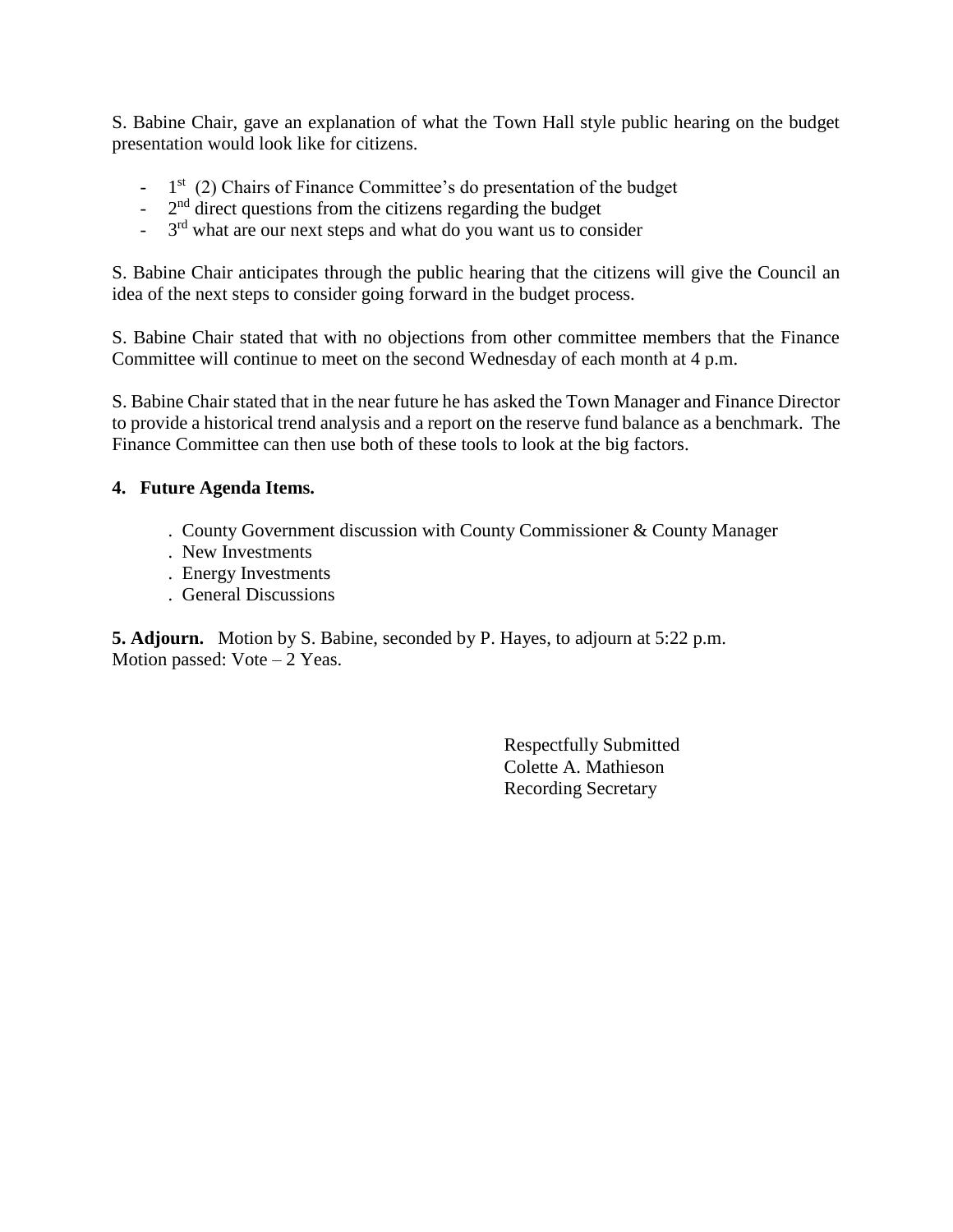S. Babine Chair, gave an explanation of what the Town Hall style public hearing on the budget presentation would look like for citizens.

- 1st (2) Chairs of Finance Committee's do presentation of the budget
- 2nd direct questions from the citizens regarding the budget
- 3rd what are our next steps and what do you want us to consider

S. Babine Chair anticipates through the public hearing that the citizens will give the Council an idea of the next steps to consider going forward in the budget process.

S. Babine Chair stated that with no objections from other committee members that the Finance Committee will continue to meet on the second Wednesday of each month at 4 p.m.

S. Babine Chair stated that in the near future he has asked the Town Manager and Finance Director to provide a historical trend analysis and a report on the reserve fund balance as a benchmark. The Finance Committee can then use both of these tools to look at the big factors.

**4. Future Agenda Items.**

. County Government discussion with County Commissioner & County Manager
. New Investments
. Energy Investments
. General Discussions

**5. Adjourn.** Motion by S. Babine, seconded by P. Hayes, to adjourn at 5:22 p.m.
Motion passed: Vote – 2 Yeas.

Respectfully Submitted
Colette A. Mathieson
Recording Secretary